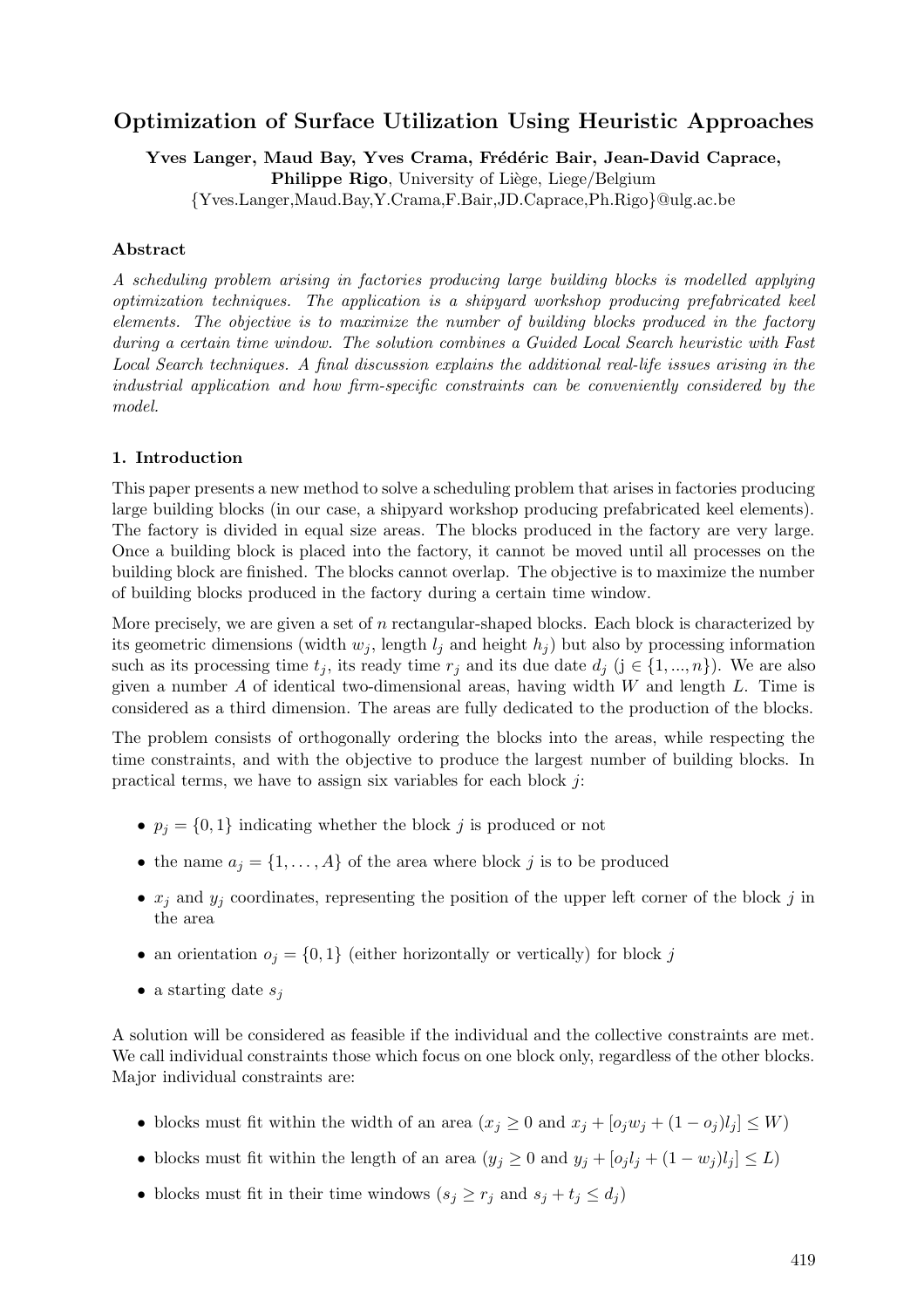# Optimization of Surface Utilization Using Heuristic Approaches

**Yves Langer, Maud Bay, Yves Crama, Frédéric Bair, Jean-David Caprace, Philippe Rigo**, University of Liège, Liege/Belgium
{Yves.Langer,Maud.Bay,Y.Crama,F.Bair,JD.Caprace,Ph.Rigo}@ulg.ac.be

## Abstract

*A scheduling problem arising in factories producing large building blocks is modelled applying optimization techniques. The application is a shipyard workshop producing prefabricated keel elements. The objective is to maximize the number of building blocks produced in the factory during a certain time window. The solution combines a Guided Local Search heuristic with Fast Local Search techniques. A final discussion explains the additional real-life issues arising in the industrial application and how firm-specific constraints can be conveniently considered by the model.*

## 1. Introduction

This paper presents a new method to solve a scheduling problem that arises in factories producing large building blocks (in our case, a shipyard workshop producing prefabricated keel elements). The factory is divided in equal size areas. The blocks produced in the factory are very large. Once a building block is placed into the factory, it cannot be moved until all processes on the building block are finished. The blocks cannot overlap. The objective is to maximize the number of building blocks produced in the factory during a certain time window.

More precisely, we are given a set of $n$ rectangular-shaped blocks. Each block is characterized by its geometric dimensions (width $w_j$, length $l_j$ and height $h_j$) but also by processing information such as its processing time $t_j$, its ready time $r_j$ and its due date $d_j$ ($j \in \{1, ..., n\}$). We are also given a number $A$ of identical two-dimensional areas, having width $W$ and length $L$. Time is considered as a third dimension. The areas are fully dedicated to the production of the blocks.

The problem consists of orthogonally ordering the blocks into the areas, while respecting the time constraints, and with the objective to produce the largest number of building blocks. In practical terms, we have to assign six variables for each block $j$:

- $p_j = \{0, 1\}$ indicating whether the block $j$ is produced or not
- the name $a_j = \{1, \ldots, A\}$ of the area where block $j$ is to be produced
- $x_j$ and $y_j$ coordinates, representing the position of the upper left corner of the block $j$ in the area
- an orientation $o_j = \{0, 1\}$ (either horizontally or vertically) for block $j$
- a starting date $s_j$

A solution will be considered as feasible if the individual and the collective constraints are met. We call individual constraints those which focus on one block only, regardless of the other blocks. Major individual constraints are:

- blocks must fit within the width of an area ($x_j \geq 0$ and $x_j + [o_j w_j + (1 - o_j) l_j] \leq W$)
- blocks must fit within the length of an area ($y_j \geq 0$ and $y_j + [o_j l_j + (1 - w_j) l_j] \leq L$)
- blocks must fit in their time windows ($s_j \geq r_j$ and $s_j + t_j \leq d_j$)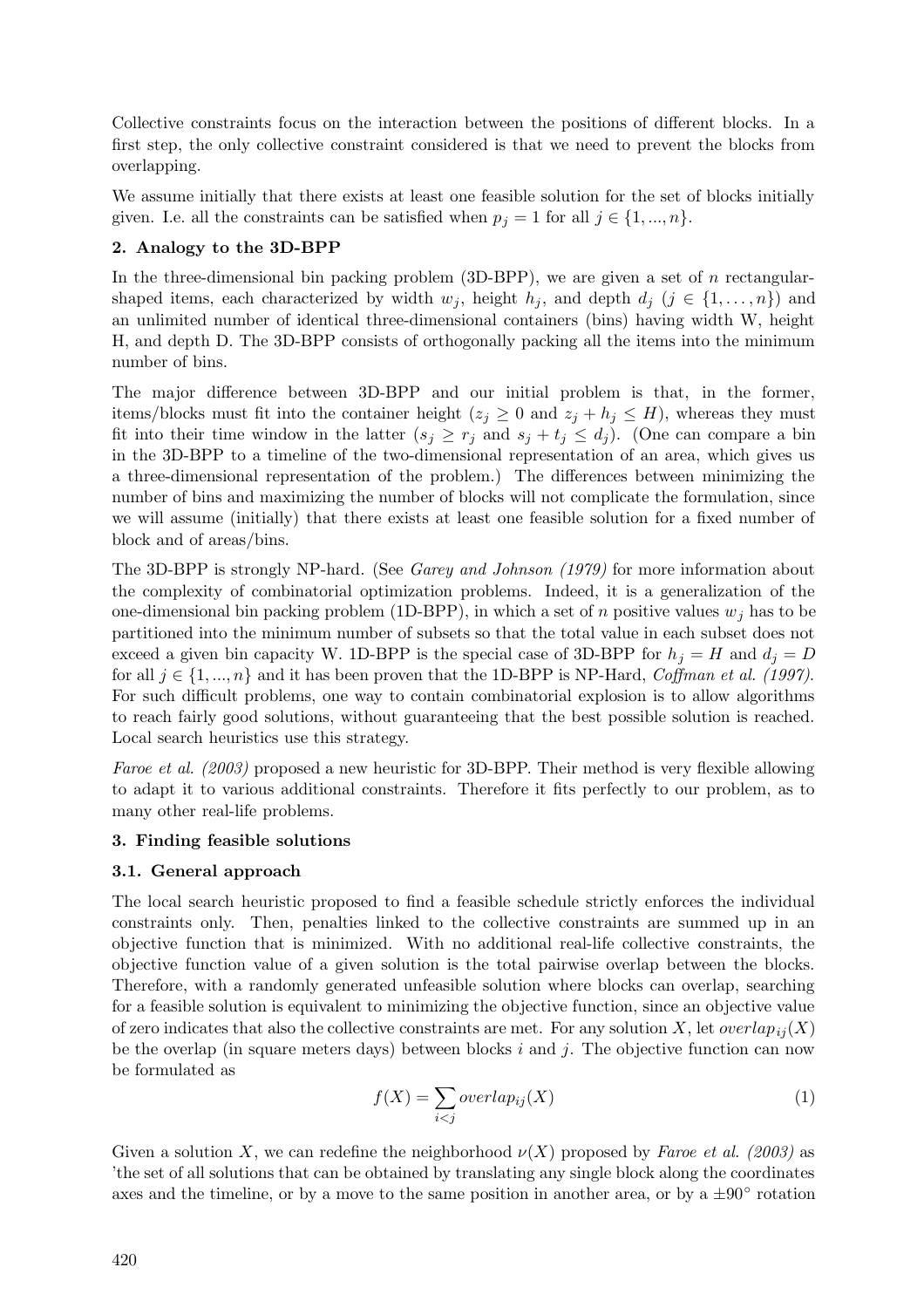Collective constraints focus on the interaction between the positions of different blocks. In a first step, the only collective constraint considered is that we need to prevent the blocks from overlapping.

We assume initially that there exists at least one feasible solution for the set of blocks initially given. I.e. all the constraints can be satisfied when $p_j = 1$ for all $j \in \{1, ..., n\}$.

## 2. Analogy to the 3D-BPP

In the three-dimensional bin packing problem (3D-BPP), we are given a set of $n$ rectangular-shaped items, each characterized by width $w_j$, height $h_j$, and depth $d_j$ ($j \in \{1, \ldots, n\}$) and an unlimited number of identical three-dimensional containers (bins) having width W, height H, and depth D. The 3D-BPP consists of orthogonally packing all the items into the minimum number of bins.

The major difference between 3D-BPP and our initial problem is that, in the former, items/blocks must fit into the container height ($z_j \geq 0$ and $z_j + h_j \leq H$), whereas they must fit into their time window in the latter ($s_j \geq r_j$ and $s_j + t_j \leq d_j$). (One can compare a bin in the 3D-BPP to a timeline of the two-dimensional representation of an area, which gives us a three-dimensional representation of the problem.) The differences between minimizing the number of bins and maximizing the number of blocks will not complicate the formulation, since we will assume (initially) that there exists at least one feasible solution for a fixed number of block and of areas/bins.

The 3D-BPP is strongly NP-hard. (See *Garey and Johnson (1979)* for more information about the complexity of combinatorial optimization problems. Indeed, it is a generalization of the one-dimensional bin packing problem (1D-BPP), in which a set of $n$ positive values $w_j$ has to be partitioned into the minimum number of subsets so that the total value in each subset does not exceed a given bin capacity W. 1D-BPP is the special case of 3D-BPP for $h_j = H$ and $d_j = D$ for all $j \in \{1, ..., n\}$ and it has been proven that the 1D-BPP is NP-Hard, *Coffman et al. (1997)*. For such difficult problems, one way to contain combinatorial explosion is to allow algorithms to reach fairly good solutions, without guaranteeing that the best possible solution is reached. Local search heuristics use this strategy.

*Faroe et al. (2003)* proposed a new heuristic for 3D-BPP. Their method is very flexible allowing to adapt it to various additional constraints. Therefore it fits perfectly to our problem, as to many other real-life problems.

## 3. Finding feasible solutions

### 3.1. General approach

The local search heuristic proposed to find a feasible schedule strictly enforces the individual constraints only. Then, penalties linked to the collective constraints are summed up in an objective function that is minimized. With no additional real-life collective constraints, the objective function value of a given solution is the total pairwise overlap between the blocks. Therefore, with a randomly generated unfeasible solution where blocks can overlap, searching for a feasible solution is equivalent to minimizing the objective function, since an objective value of zero indicates that also the collective constraints are met. For any solution $X$, let $overlap_{ij}(X)$ be the overlap (in square meters days) between blocks $i$ and $j$. The objective function can now be formulated as

$$f(X) = \sum_{i<j} overlap_{ij}(X) \tag{1}$$

Given a solution $X$, we can redefine the neighborhood $\nu(X)$ proposed by *Faroe et al. (2003)* as 'the set of all solutions that can be obtained by translating any single block along the coordinates axes and the timeline, or by a move to the same position in another area, or by a $\pm 90^{\circ}$ rotation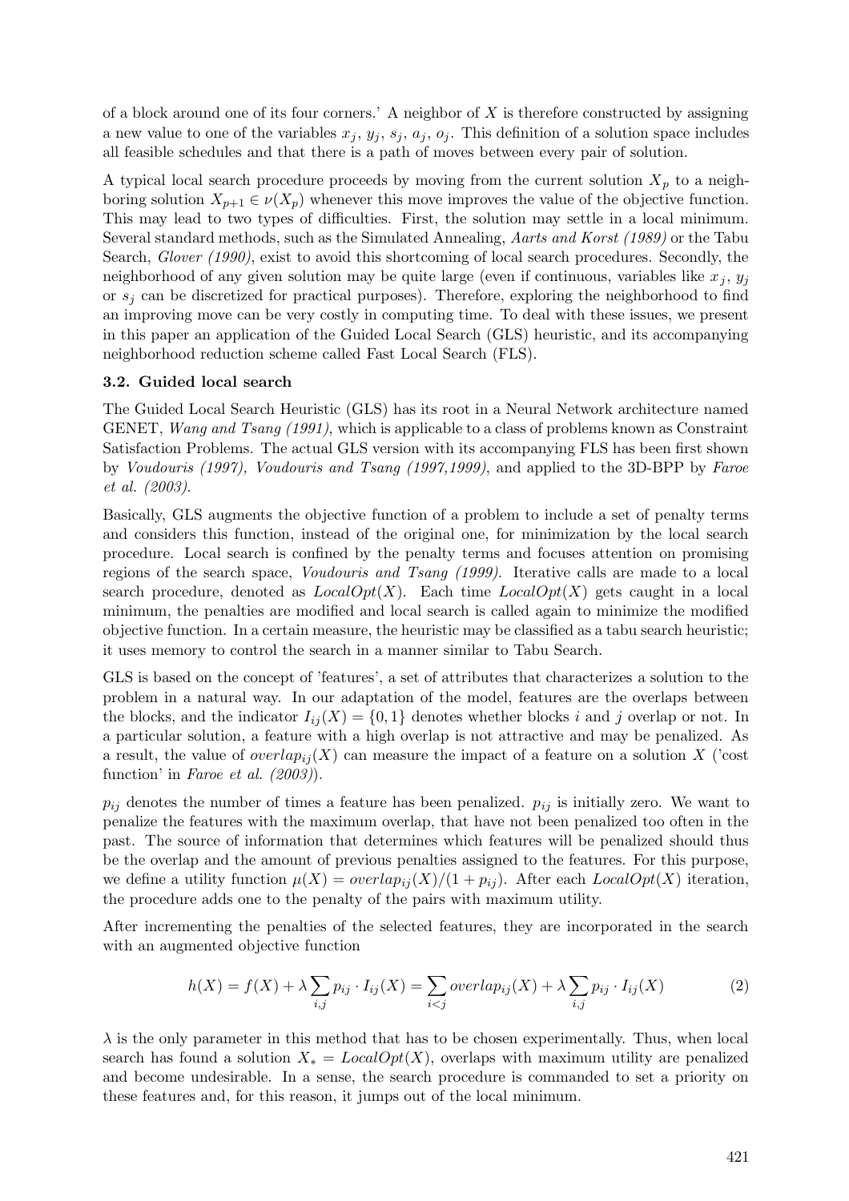of a block around one of its four corners.' A neighbor of $X$ is therefore constructed by assigning a new value to one of the variables $x_j$, $y_j$, $s_j$, $a_j$, $o_j$. This definition of a solution space includes all feasible schedules and that there is a path of moves between every pair of solution.

A typical local search procedure proceeds by moving from the current solution $X_p$ to a neighboring solution $X_{p+1} \in \nu(X_p)$ whenever this move improves the value of the objective function. This may lead to two types of difficulties. First, the solution may settle in a local minimum. Several standard methods, such as the Simulated Annealing, *Aarts and Korst (1989)* or the Tabu Search, *Glover (1990)*, exist to avoid this shortcoming of local search procedures. Secondly, the neighborhood of any given solution may be quite large (even if continuous, variables like $x_j$, $y_j$ or $s_j$ can be discretized for practical purposes). Therefore, exploring the neighborhood to find an improving move can be very costly in computing time. To deal with these issues, we present in this paper an application of the Guided Local Search (GLS) heuristic, and its accompanying neighborhood reduction scheme called Fast Local Search (FLS).

### 3.2. Guided local search

The Guided Local Search Heuristic (GLS) has its root in a Neural Network architecture named GENET, *Wang and Tsang (1991)*, which is applicable to a class of problems known as Constraint Satisfaction Problems. The actual GLS version with its accompanying FLS has been first shown by *Voudouris (1997), Voudouris and Tsang (1997,1999)*, and applied to the 3D-BPP by *Faroe et al. (2003)*.

Basically, GLS augments the objective function of a problem to include a set of penalty terms and considers this function, instead of the original one, for minimization by the local search procedure. Local search is confined by the penalty terms and focuses attention on promising regions of the search space, *Voudouris and Tsang (1999)*. Iterative calls are made to a local search procedure, denoted as $LocalOpt(X)$. Each time $LocalOpt(X)$ gets caught in a local minimum, the penalties are modified and local search is called again to minimize the modified objective function. In a certain measure, the heuristic may be classified as a tabu search heuristic; it uses memory to control the search in a manner similar to Tabu Search.

GLS is based on the concept of 'features', a set of attributes that characterizes a solution to the problem in a natural way. In our adaptation of the model, features are the overlaps between the blocks, and the indicator $I_{ij}(X) = \{0, 1\}$ denotes whether blocks $i$ and $j$ overlap or not. In a particular solution, a feature with a high overlap is not attractive and may be penalized. As a result, the value of $overlap_{ij}(X)$ can measure the impact of a feature on a solution $X$ ('cost function' in *Faroe et al. (2003)*).

$p_{ij}$ denotes the number of times a feature has been penalized. $p_{ij}$ is initially zero. We want to penalize the features with the maximum overlap, that have not been penalized too often in the past. The source of information that determines which features will be penalized should thus be the overlap and the amount of previous penalties assigned to the features. For this purpose, we define a utility function $\mu(X) = overlap_{ij}(X)/(1 + p_{ij})$. After each $LocalOpt(X)$ iteration, the procedure adds one to the penalty of the pairs with maximum utility.

After incrementing the penalties of the selected features, they are incorporated in the search with an augmented objective function

$$h(X) = f(X) + \lambda \sum_{i,j} p_{ij} \cdot I_{ij}(X) = \sum_{i<j} overlap_{ij}(X) + \lambda \sum_{i,j} p_{ij} \cdot I_{ij}(X) \tag{2}$$

$\lambda$ is the only parameter in this method that has to be chosen experimentally. Thus, when local search has found a solution $X_* = LocalOpt(X)$, overlaps with maximum utility are penalized and become undesirable. In a sense, the search procedure is commanded to set a priority on these features and, for this reason, it jumps out of the local minimum.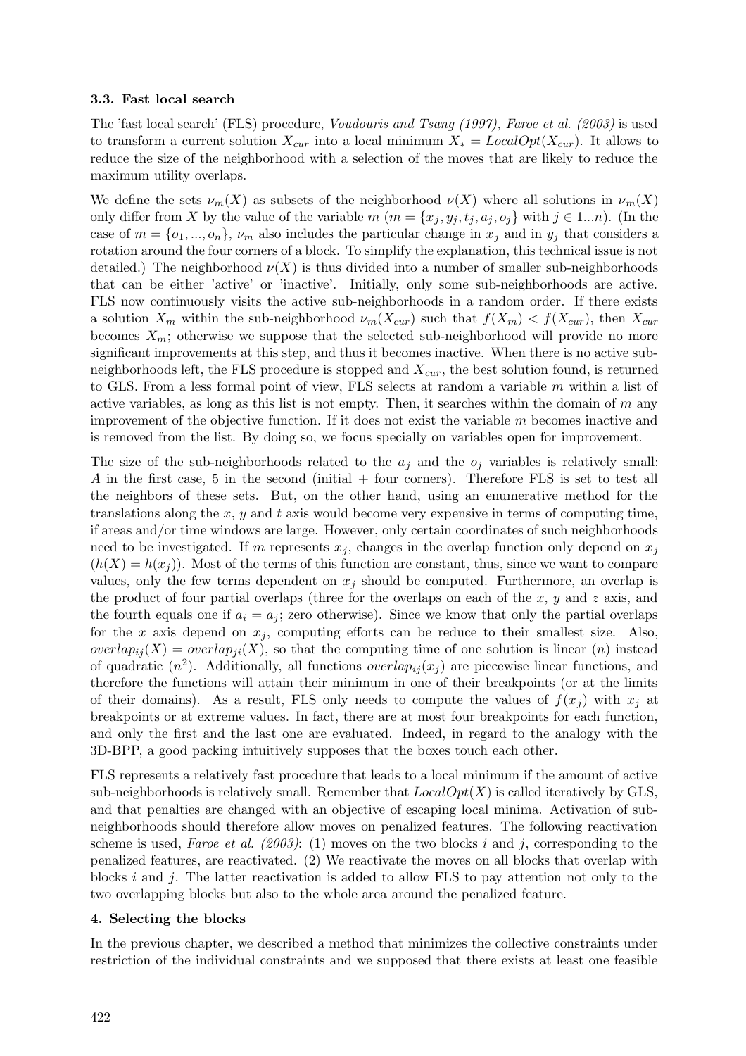### 3.3. Fast local search

The 'fast local search' (FLS) procedure, *Voudouris and Tsang (1997), Faroe et al. (2003)* is used to transform a current solution $X_{cur}$ into a local minimum $X_* = LocalOpt(X_{cur})$. It allows to reduce the size of the neighborhood with a selection of the moves that are likely to reduce the maximum utility overlaps.

We define the sets $\nu_m(X)$ as subsets of the neighborhood $\nu(X)$ where all solutions in $\nu_m(X)$ only differ from $X$ by the value of the variable $m$ ($m = \{x_j, y_j, t_j, a_j, o_j\}$ with $j \in 1...n$). (In the case of $m = \{o_1, ..., o_n\}$, $\nu_m$ also includes the particular change in $x_j$ and in $y_j$ that considers a rotation around the four corners of a block. To simplify the explanation, this technical issue is not detailed.) The neighborhood $\nu(X)$ is thus divided into a number of smaller sub-neighborhoods that can be either 'active' or 'inactive'. Initially, only some sub-neighborhoods are active. FLS now continuously visits the active sub-neighborhoods in a random order. If there exists a solution $X_m$ within the sub-neighborhood $\nu_m(X_{cur})$ such that $f(X_m) < f(X_{cur})$, then $X_{cur}$ becomes $X_m$; otherwise we suppose that the selected sub-neighborhood will provide no more significant improvements at this step, and thus it becomes inactive. When there is no active sub-neighborhoods left, the FLS procedure is stopped and $X_{cur}$, the best solution found, is returned to GLS. From a less formal point of view, FLS selects at random a variable $m$ within a list of active variables, as long as this list is not empty. Then, it searches within the domain of $m$ any improvement of the objective function. If it does not exist the variable $m$ becomes inactive and is removed from the list. By doing so, we focus specially on variables open for improvement.

The size of the sub-neighborhoods related to the $a_j$ and the $o_j$ variables is relatively small: $A$ in the first case, 5 in the second (initial + four corners). Therefore FLS is set to test all the neighbors of these sets. But, on the other hand, using an enumerative method for the translations along the $x$, $y$ and $t$ axis would become very expensive in terms of computing time, if areas and/or time windows are large. However, only certain coordinates of such neighborhoods need to be investigated. If $m$ represents $x_j$, changes in the overlap function only depend on $x_j$ ($h(X) = h(x_j)$). Most of the terms of this function are constant, thus, since we want to compare values, only the few terms dependent on $x_j$ should be computed. Furthermore, an overlap is the product of four partial overlaps (three for the overlaps on each of the $x$, $y$ and $z$ axis, and the fourth equals one if $a_i = a_j$; zero otherwise). Since we know that only the partial overlaps for the $x$ axis depend on $x_j$, computing efforts can be reduce to their smallest size. Also, $overlap_{ij}(X) = overlap_{ji}(X)$, so that the computing time of one solution is linear ($n$) instead of quadratic ($n^2$). Additionally, all functions $overlap_{ij}(x_j)$ are piecewise linear functions, and therefore the functions will attain their minimum in one of their breakpoints (or at the limits of their domains). As a result, FLS only needs to compute the values of $f(x_j)$ with $x_j$ at breakpoints or at extreme values. In fact, there are at most four breakpoints for each function, and only the first and the last one are evaluated. Indeed, in regard to the analogy with the 3D-BPP, a good packing intuitively supposes that the boxes touch each other.

FLS represents a relatively fast procedure that leads to a local minimum if the amount of active sub-neighborhoods is relatively small. Remember that $LocalOpt(X)$ is called iteratively by GLS, and that penalties are changed with an objective of escaping local minima. Activation of sub-neighborhoods should therefore allow moves on penalized features. The following reactivation scheme is used, *Faroe et al. (2003)*: (1) moves on the two blocks $i$ and $j$, corresponding to the penalized features, are reactivated. (2) We reactivate the moves on all blocks that overlap with blocks $i$ and $j$. The latter reactivation is added to allow FLS to pay attention not only to the two overlapping blocks but also to the whole area around the penalized feature.

### 4. Selecting the blocks

In the previous chapter, we described a method that minimizes the collective constraints under restriction of the individual constraints and we supposed that there exists at least one feasible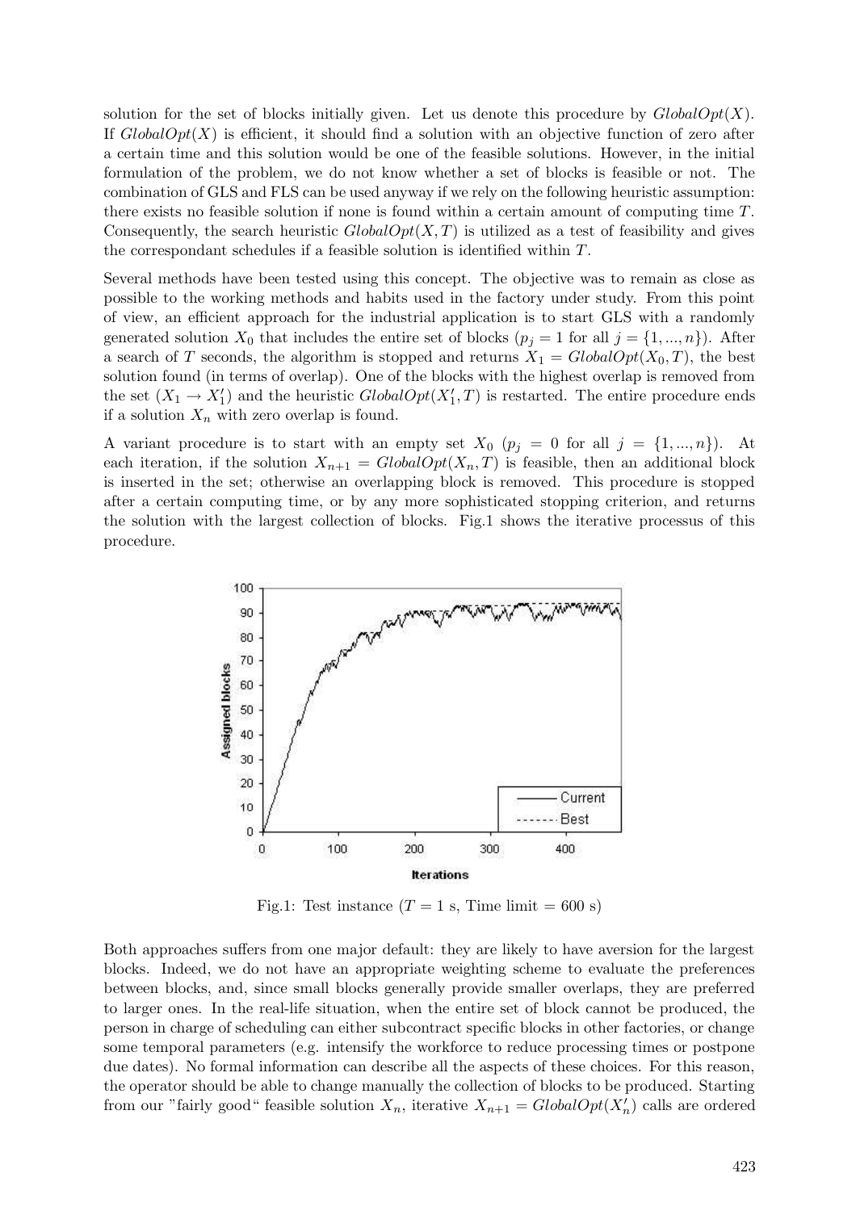solution for the set of blocks initially given. Let us denote this procedure by $GlobalOpt(X)$. If $GlobalOpt(X)$ is efficient, it should find a solution with an objective function of zero after a certain time and this solution would be one of the feasible solutions. However, in the initial formulation of the problem, we do not know whether a set of blocks is feasible or not. The combination of GLS and FLS can be used anyway if we rely on the following heuristic assumption: there exists no feasible solution if none is found within a certain amount of computing time $T$. Consequently, the search heuristic $GlobalOpt(X, T)$ is utilized as a test of feasibility and gives the correspondant schedules if a feasible solution is identified within $T$.

Several methods have been tested using this concept. The objective was to remain as close as possible to the working methods and habits used in the factory under study. From this point of view, an efficient approach for the industrial application is to start GLS with a randomly generated solution $X_0$ that includes the entire set of blocks ($p_j = 1$ for all $j = \{1, ..., n\}$). After a search of $T$ seconds, the algorithm is stopped and returns $X_1 = GlobalOpt(X_0, T)$, the best solution found (in terms of overlap). One of the blocks with the highest overlap is removed from the set ($X_1 \rightarrow X_1'$) and the heuristic $GlobalOpt(X_1', T)$ is restarted. The entire procedure ends if a solution $X_n$ with zero overlap is found.

A variant procedure is to start with an empty set $X_0$ ($p_j = 0$ for all $j = \{1, ..., n\}$). At each iteration, if the solution $X_{n+1} = GlobalOpt(X_n, T)$ is feasible, then an additional block is inserted in the set; otherwise an overlapping block is removed. This procedure is stopped after a certain computing time, or by any more sophisticated stopping criterion, and returns the solution with the largest collection of blocks. Fig.1 shows the iterative processus of this procedure.

Fig.1: Test instance ($T = 1$ s, Time limit = 600 s)

Both approaches suffers from one major default: they are likely to have aversion for the largest blocks. Indeed, we do not have an appropriate weighting scheme to evaluate the preferences between blocks, and, since small blocks generally provide smaller overlaps, they are preferred to larger ones. In the real-life situation, when the entire set of block cannot be produced, the person in charge of scheduling can either subcontract specific blocks in other factories, or change some temporal parameters (e.g. intensify the workforce to reduce processing times or postpone due dates). No formal information can describe all the aspects of these choices. For this reason, the operator should be able to change manually the collection of blocks to be produced. Starting from our "fairly good" feasible solution $X_n$, iterative $X_{n+1} = GlobalOpt(X_n')$ calls are ordered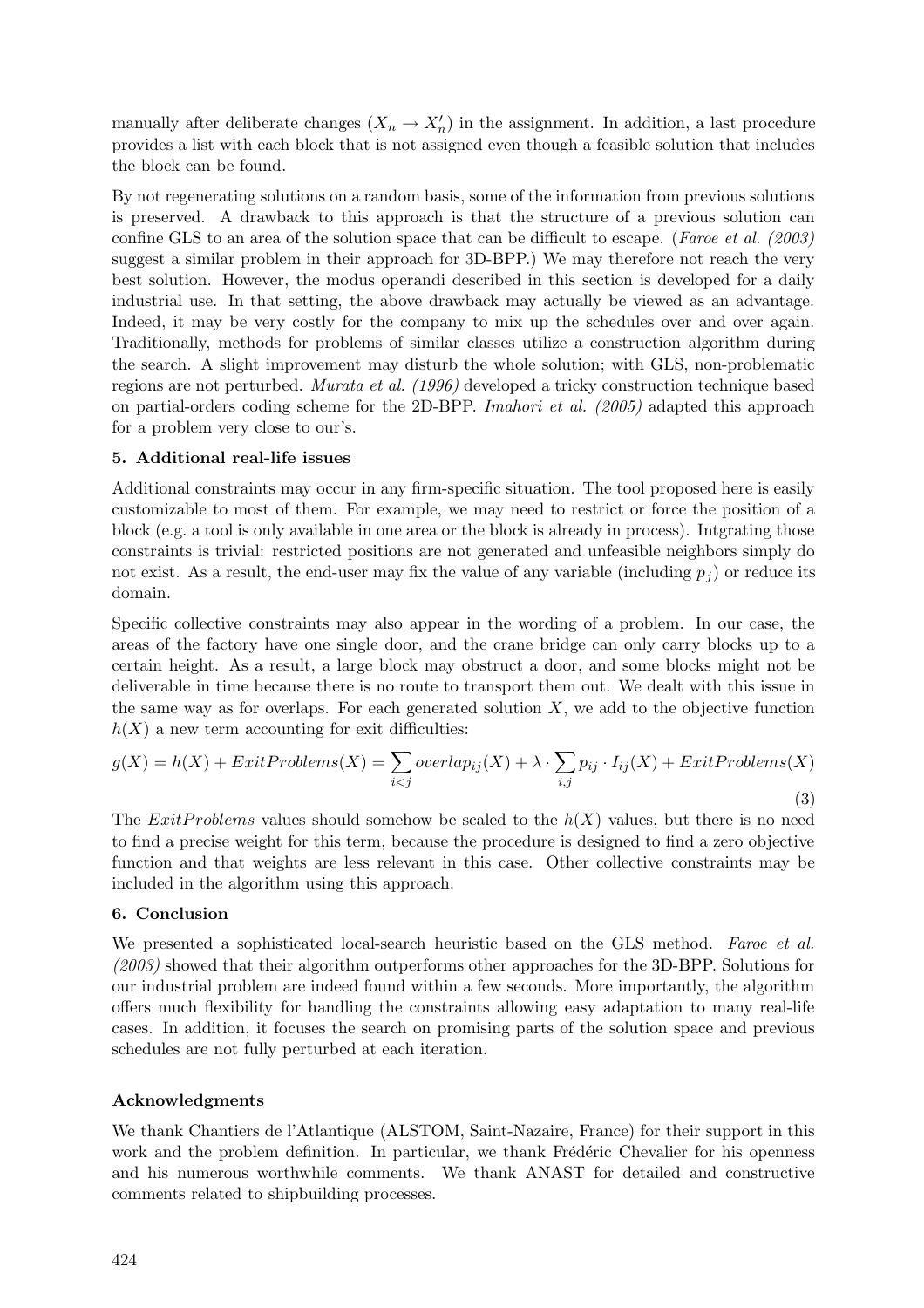manually after deliberate changes ($X_n \rightarrow X'_n$) in the assignment. In addition, a last procedure provides a list with each block that is not assigned even though a feasible solution that includes the block can be found.

By not regenerating solutions on a random basis, some of the information from previous solutions is preserved. A drawback to this approach is that the structure of a previous solution can confine GLS to an area of the solution space that can be difficult to escape. (*Faroe et al. (2003)* suggest a similar problem in their approach for 3D-BPP.) We may therefore not reach the very best solution. However, the modus operandi described in this section is developed for a daily industrial use. In that setting, the above drawback may actually be viewed as an advantage. Indeed, it may be very costly for the company to mix up the schedules over and over again. Traditionally, methods for problems of similar classes utilize a construction algorithm during the search. A slight improvement may disturb the whole solution; with GLS, non-problematic regions are not perturbed. *Murata et al. (1996)* developed a tricky construction technique based on partial-orders coding scheme for the 2D-BPP. *Imahori et al. (2005)* adapted this approach for a problem very close to our's.

## 5. Additional real-life issues

Additional constraints may occur in any firm-specific situation. The tool proposed here is easily customizable to most of them. For example, we may need to restrict or force the position of a block (e.g. a tool is only available in one area or the block is already in process). Intgrating those constraints is trivial: restricted positions are not generated and unfeasible neighbors simply do not exist. As a result, the end-user may fix the value of any variable (including $p_j$) or reduce its domain.

Specific collective constraints may also appear in the wording of a problem. In our case, the areas of the factory have one single door, and the crane bridge can only carry blocks up to a certain height. As a result, a large block may obstruct a door, and some blocks might not be deliverable in time because there is no route to transport them out. We dealt with this issue in the same way as for overlaps. For each generated solution $X$, we add to the objective function $h(X)$ a new term accounting for exit difficulties:

$$g(X) = h(X) + ExitProblems(X) = \sum_{i<j} overlap_{ij}(X) + \lambda \cdot \sum_{i,j} p_{ij} \cdot I_{ij}(X) + ExitProblems(X) \quad (3)$$

The $ExitProblems$ values should somehow be scaled to the $h(X)$ values, but there is no need to find a precise weight for this term, because the procedure is designed to find a zero objective function and that weights are less relevant in this case. Other collective constraints may be included in the algorithm using this approach.

## 6. Conclusion

We presented a sophisticated local-search heuristic based on the GLS method. *Faroe et al. (2003)* showed that their algorithm outperforms other approaches for the 3D-BPP. Solutions for our industrial problem are indeed found within a few seconds. More importantly, the algorithm offers much flexibility for handling the constraints allowing easy adaptation to many real-life cases. In addition, it focuses the search on promising parts of the solution space and previous schedules are not fully perturbed at each iteration.

## Acknowledgments

We thank Chantiers de l'Atlantique (ALSTOM, Saint-Nazaire, France) for their support in this work and the problem definition. In particular, we thank Frédéric Chevalier for his openness and his numerous worthwhile comments. We thank ANAST for detailed and constructive comments related to shipbuilding processes.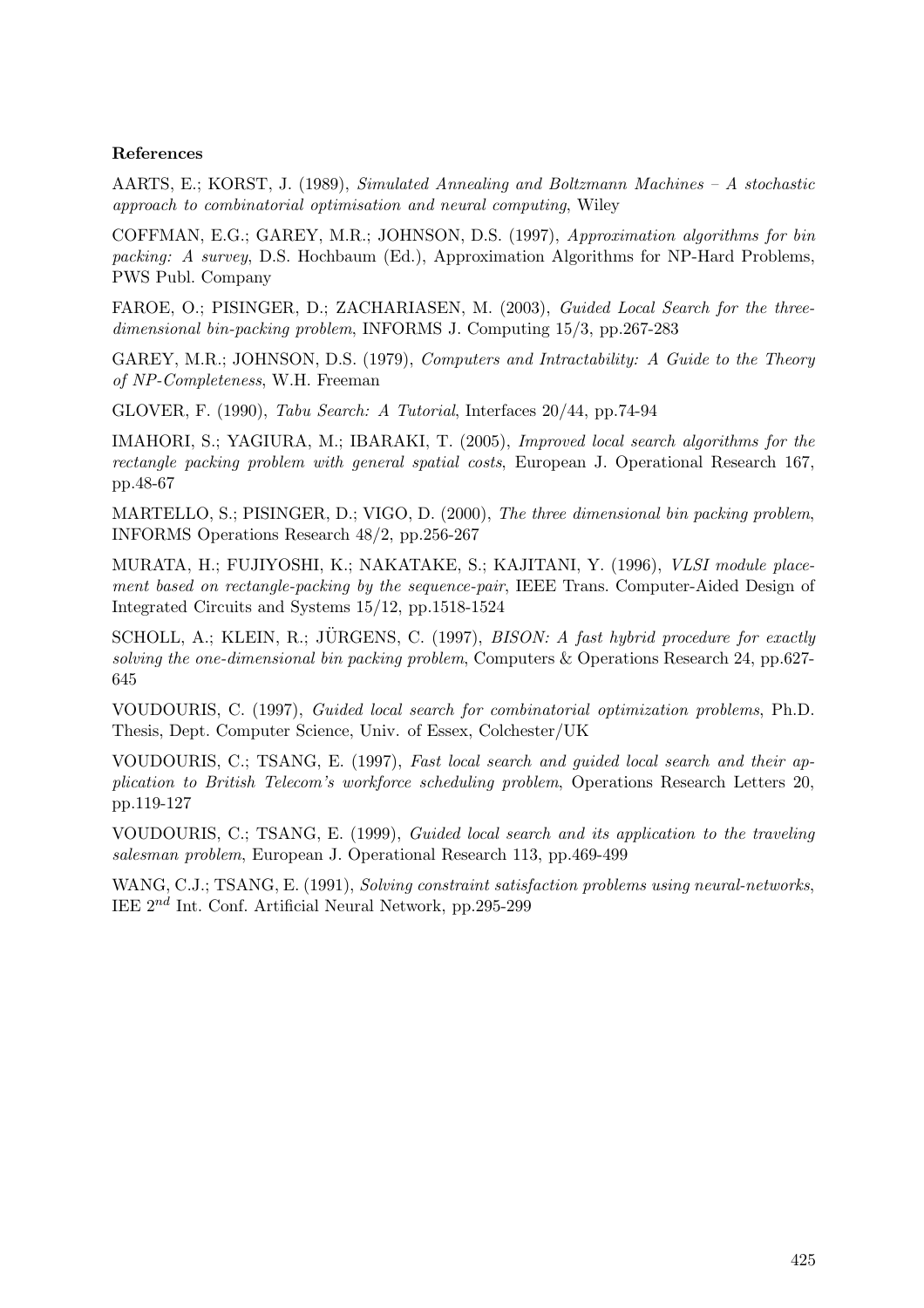**References**

AARTS, E.; KORST, J. (1989), *Simulated Annealing and Boltzmann Machines – A stochastic approach to combinatorial optimisation and neural computing*, Wiley

COFFMAN, E.G.; GAREY, M.R.; JOHNSON, D.S. (1997), *Approximation algorithms for bin packing: A survey*, D.S. Hochbaum (Ed.), Approximation Algorithms for NP-Hard Problems, PWS Publ. Company

FAROE, O.; PISINGER, D.; ZACHARIASEN, M. (2003), *Guided Local Search for the three-dimensional bin-packing problem*, INFORMS J. Computing 15/3, pp.267-283

GAREY, M.R.; JOHNSON, D.S. (1979), *Computers and Intractability: A Guide to the Theory of NP-Completeness*, W.H. Freeman

GLOVER, F. (1990), *Tabu Search: A Tutorial*, Interfaces 20/44, pp.74-94

IMAHORI, S.; YAGIURA, M.; IBARAKI, T. (2005), *Improved local search algorithms for the rectangle packing problem with general spatial costs*, European J. Operational Research 167, pp.48-67

MARTELLO, S.; PISINGER, D.; VIGO, D. (2000), *The three dimensional bin packing problem*, INFORMS Operations Research 48/2, pp.256-267

MURATA, H.; FUJIYOSHI, K.; NAKATAKE, S.; KAJITANI, Y. (1996), *VLSI module placement based on rectangle-packing by the sequence-pair*, IEEE Trans. Computer-Aided Design of Integrated Circuits and Systems 15/12, pp.1518-1524

SCHOLL, A.; KLEIN, R.; JÜRGENS, C. (1997), *BISON: A fast hybrid procedure for exactly solving the one-dimensional bin packing problem*, Computers & Operations Research 24, pp.627-645

VOUDOURIS, C. (1997), *Guided local search for combinatorial optimization problems*, Ph.D. Thesis, Dept. Computer Science, Univ. of Essex, Colchester/UK

VOUDOURIS, C.; TSANG, E. (1997), *Fast local search and guided local search and their application to British Telecom's workforce scheduling problem*, Operations Research Letters 20, pp.119-127

VOUDOURIS, C.; TSANG, E. (1999), *Guided local search and its application to the traveling salesman problem*, European J. Operational Research 113, pp.469-499

WANG, C.J.; TSANG, E. (1991), *Solving constraint satisfaction problems using neural-networks*, IEE $2^{nd}$ Int. Conf. Artificial Neural Network, pp.295-299